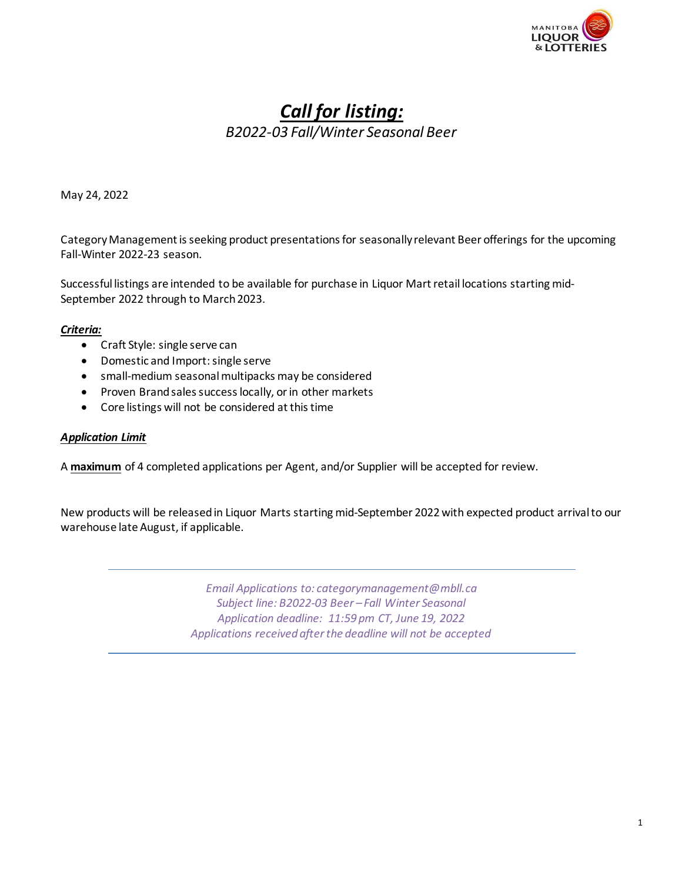# ***Call for listing:***

*B2022-03 Fall/Winter Seasonal Beer*

May 24, 2022

Category Management is seeking product presentations for seasonally relevant Beer offerings for the upcoming Fall-Winter 2022-23 season.

Successful listings are intended to be available for purchase in Liquor Mart retail locations starting mid-September 2022 through to March 2023.

***Criteria:***

- Craft Style: single serve can
- Domestic and Import: single serve
- small-medium seasonal multipacks may be considered
- Proven Brand sales success locally, or in other markets
- Core listings will not be considered at this time

***Application Limit***

A **maximum** of 4 completed applications per Agent, and/or Supplier will be accepted for review.

New products will be released in Liquor Marts starting mid-September 2022 with expected product arrival to our warehouse late August, if applicable.

---

*Email Applications to: categorymanagement@mbll.ca*
*Subject line: B2022-03 Beer – Fall Winter Seasonal*
*Application deadline: 11:59 pm CT, June 19, 2022*
*Applications received after the deadline will not be accepted*

---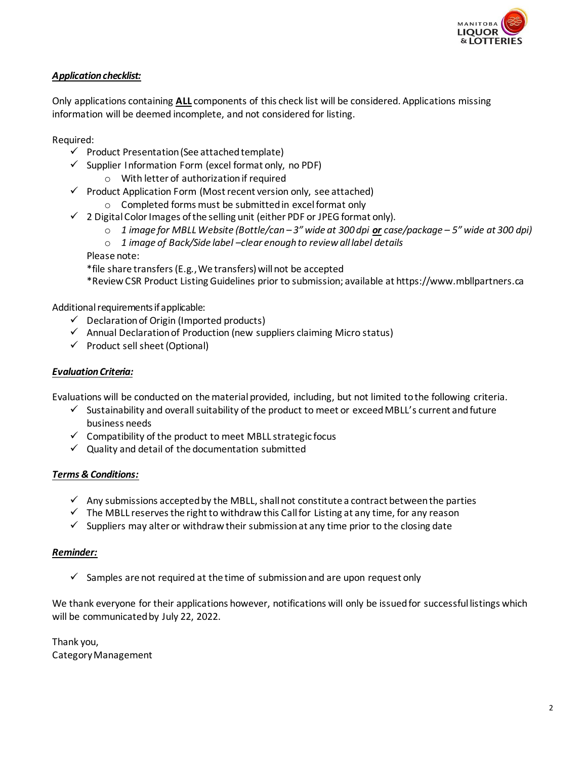***Application checklist:***

Only applications containing **ALL** components of this check list will be considered. Applications missing information will be deemed incomplete, and not considered for listing.

Required:

- ✓ Product Presentation (See attached template)
- ✓ Supplier Information Form (excel format only, no PDF)
  - With letter of authorization if required
- ✓ Product Application Form (Most recent version only, see attached)
  - Completed forms must be submitted in excel format only
- ✓ 2 Digital Color Images of the selling unit (either PDF or JPEG format only).
  - *1 image for MBLL Website (Bottle/can – 3" wide at 300 dpi **or** case/package – 5" wide at 300 dpi)*
  - *1 image of Back/Side label –clear enough to review all label details*

  Please note:

  *file share transfers (E.g., We transfers) will not be accepted

  *Review CSR Product Listing Guidelines prior to submission; available at https://www.mbllpartners.ca

Additional requirements if applicable:

- ✓ Declaration of Origin (Imported products)
- ✓ Annual Declaration of Production (new suppliers claiming Micro status)
- ✓ Product sell sheet (Optional)

***Evaluation Criteria:***

Evaluations will be conducted on the material provided, including, but not limited to the following criteria.

- ✓ Sustainability and overall suitability of the product to meet or exceed MBLL's current and future business needs
- ✓ Compatibility of the product to meet MBLL strategic focus
- ✓ Quality and detail of the documentation submitted

***Terms & Conditions:***

- ✓ Any submissions accepted by the MBLL, shall not constitute a contract between the parties
- ✓ The MBLL reserves the right to withdraw this Call for Listing at any time, for any reason
- ✓ Suppliers may alter or withdraw their submission at any time prior to the closing date

***Reminder:***

- ✓ Samples are not required at the time of submission and are upon request only

We thank everyone for their applications however, notifications will only be issued for successful listings which will be communicated by July 22, 2022.

Thank you,
Category Management